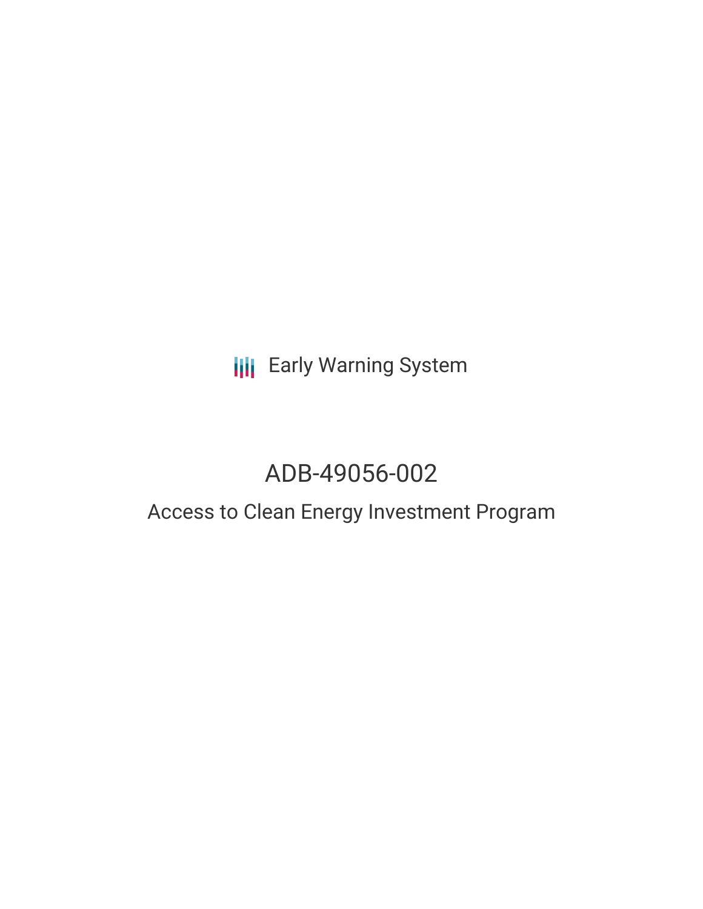Early Warning System

# ADB-49056-002

## Access to Clean Energy Investment Program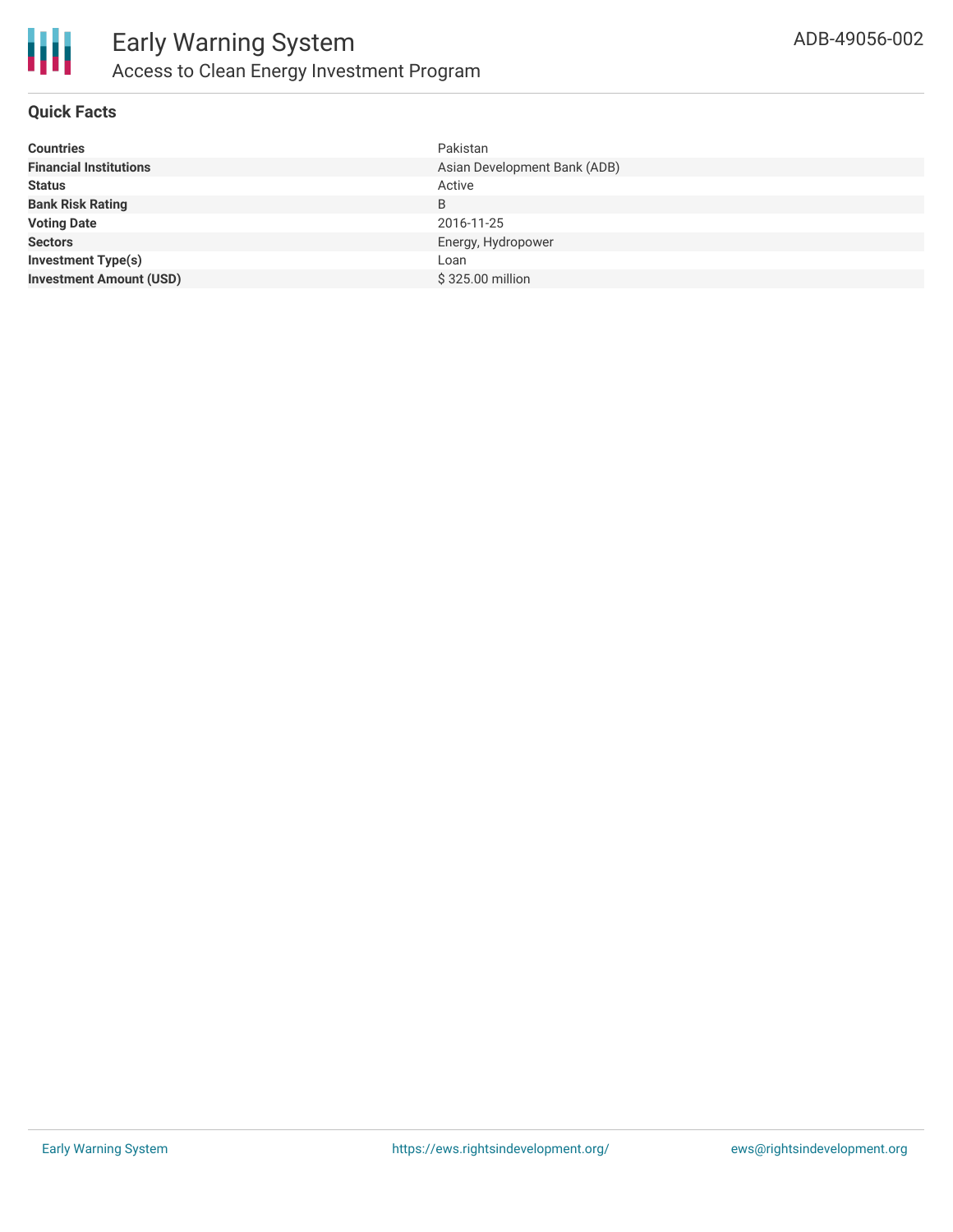# Early Warning System

## Access to Clean Energy Investment Program

ADB-49056-002

### Quick Facts

| | |
|---|---|
| **Countries** | Pakistan |
| **Financial Institutions** | Asian Development Bank (ADB) |
| **Status** | Active |
| **Bank Risk Rating** | B |
| **Voting Date** | 2016-11-25 |
| **Sectors** | Energy, Hydropower |
| **Investment Type(s)** | Loan |
| **Investment Amount (USD)** | $ 325.00 million |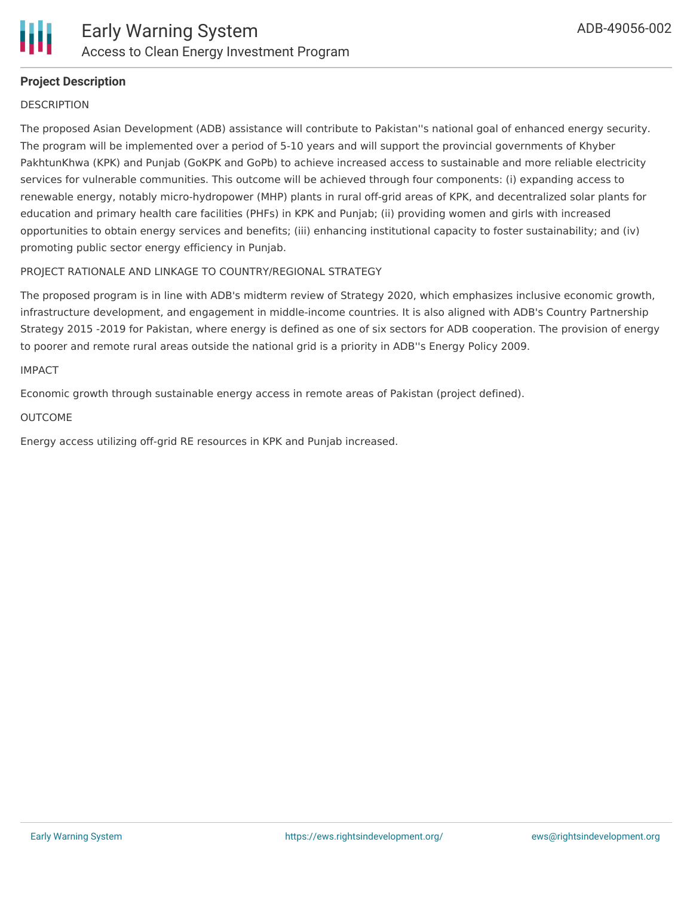## Project Description

DESCRIPTION

The proposed Asian Development (ADB) assistance will contribute to Pakistan''s national goal of enhanced energy security. The program will be implemented over a period of 5-10 years and will support the provincial governments of Khyber PakhtunKhwa (KPK) and Punjab (GoKPK and GoPb) to achieve increased access to sustainable and more reliable electricity services for vulnerable communities. This outcome will be achieved through four components: (i) expanding access to renewable energy, notably micro-hydropower (MHP) plants in rural off-grid areas of KPK, and decentralized solar plants for education and primary health care facilities (PHFs) in KPK and Punjab; (ii) providing women and girls with increased opportunities to obtain energy services and benefits; (iii) enhancing institutional capacity to foster sustainability; and (iv) promoting public sector energy efficiency in Punjab.

PROJECT RATIONALE AND LINKAGE TO COUNTRY/REGIONAL STRATEGY

The proposed program is in line with ADB's midterm review of Strategy 2020, which emphasizes inclusive economic growth, infrastructure development, and engagement in middle-income countries. It is also aligned with ADB's Country Partnership Strategy 2015 -2019 for Pakistan, where energy is defined as one of six sectors for ADB cooperation. The provision of energy to poorer and remote rural areas outside the national grid is a priority in ADB''s Energy Policy 2009.

IMPACT

Economic growth through sustainable energy access in remote areas of Pakistan (project defined).

OUTCOME

Energy access utilizing off-grid RE resources in KPK and Punjab increased.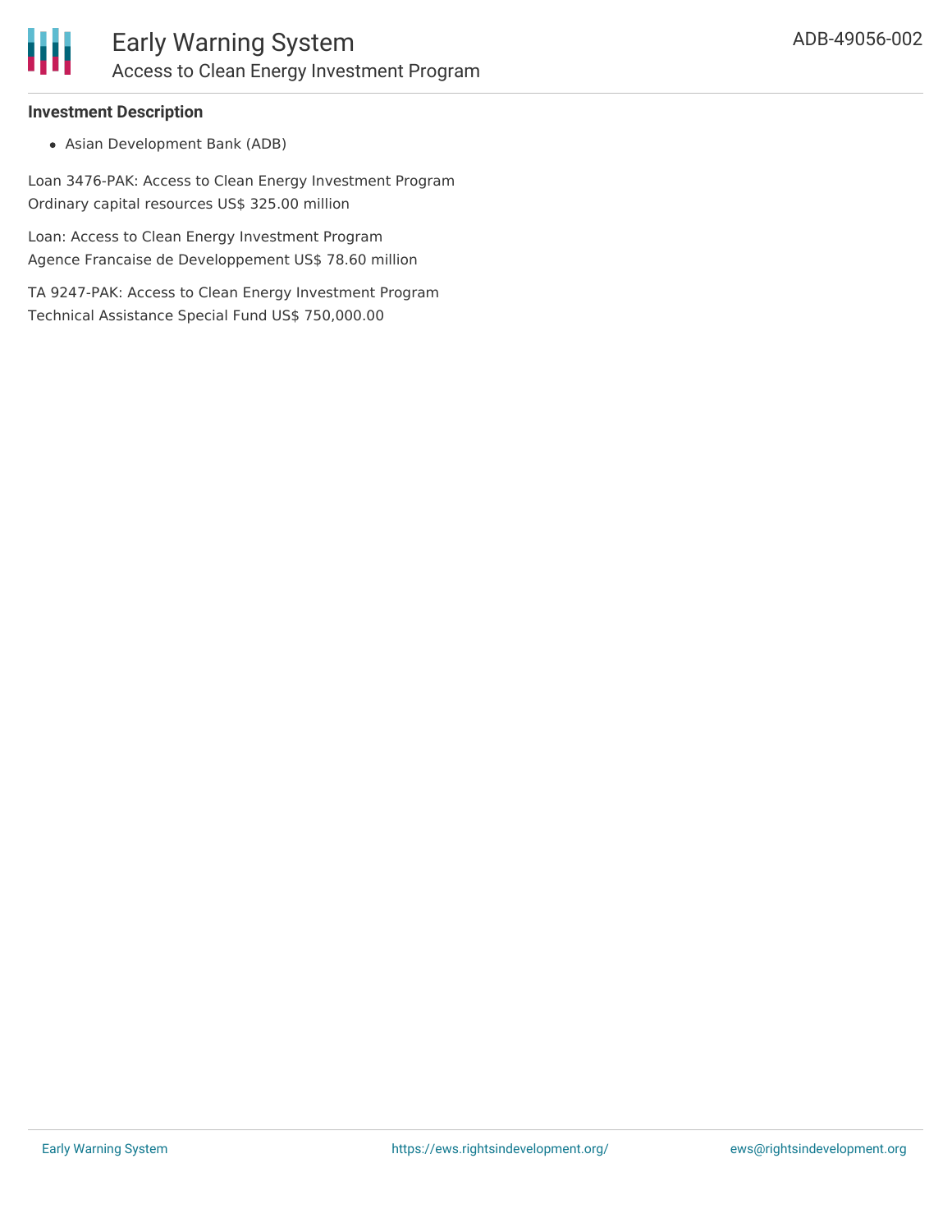### Investment Description

- Asian Development Bank (ADB)

Loan 3476-PAK: Access to Clean Energy Investment Program
Ordinary capital resources US$ 325.00 million

Loan: Access to Clean Energy Investment Program
Agence Francaise de Developpement US$ 78.60 million

TA 9247-PAK: Access to Clean Energy Investment Program
Technical Assistance Special Fund US$ 750,000.00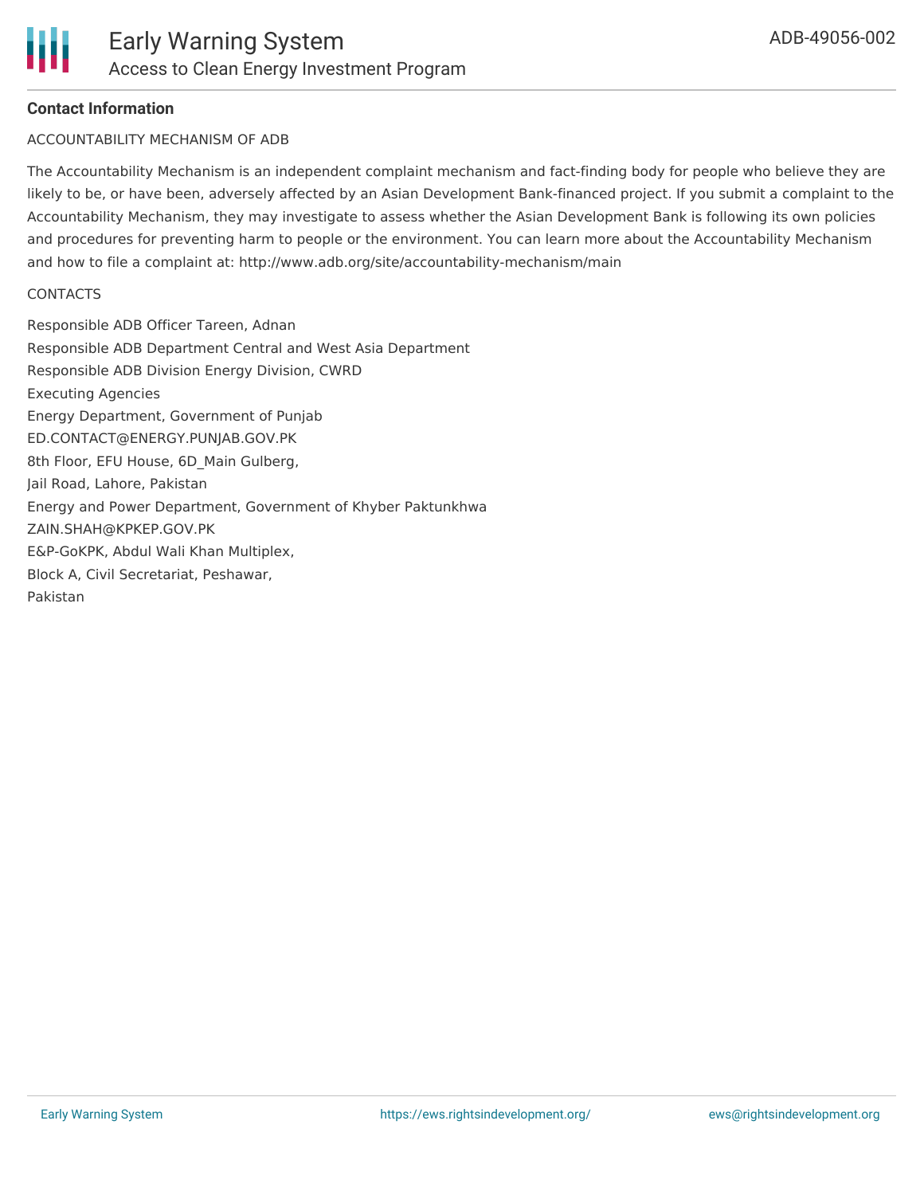**Contact Information**

ACCOUNTABILITY MECHANISM OF ADB

The Accountability Mechanism is an independent complaint mechanism and fact-finding body for people who believe they are likely to be, or have been, adversely affected by an Asian Development Bank-financed project. If you submit a complaint to the Accountability Mechanism, they may investigate to assess whether the Asian Development Bank is following its own policies and procedures for preventing harm to people or the environment. You can learn more about the Accountability Mechanism and how to file a complaint at: http://www.adb.org/site/accountability-mechanism/main

CONTACTS

Responsible ADB Officer Tareen, Adnan
Responsible ADB Department Central and West Asia Department
Responsible ADB Division Energy Division, CWRD
Executing Agencies
Energy Department, Government of Punjab
ED.CONTACT@ENERGY.PUNJAB.GOV.PK
8th Floor, EFU House, 6D_Main Gulberg,
Jail Road, Lahore, Pakistan
Energy and Power Department, Government of Khyber Paktunkhwa
ZAIN.SHAH@KPKEP.GOV.PK
E&P-GoKPK, Abdul Wali Khan Multiplex,
Block A, Civil Secretariat, Peshawar,
Pakistan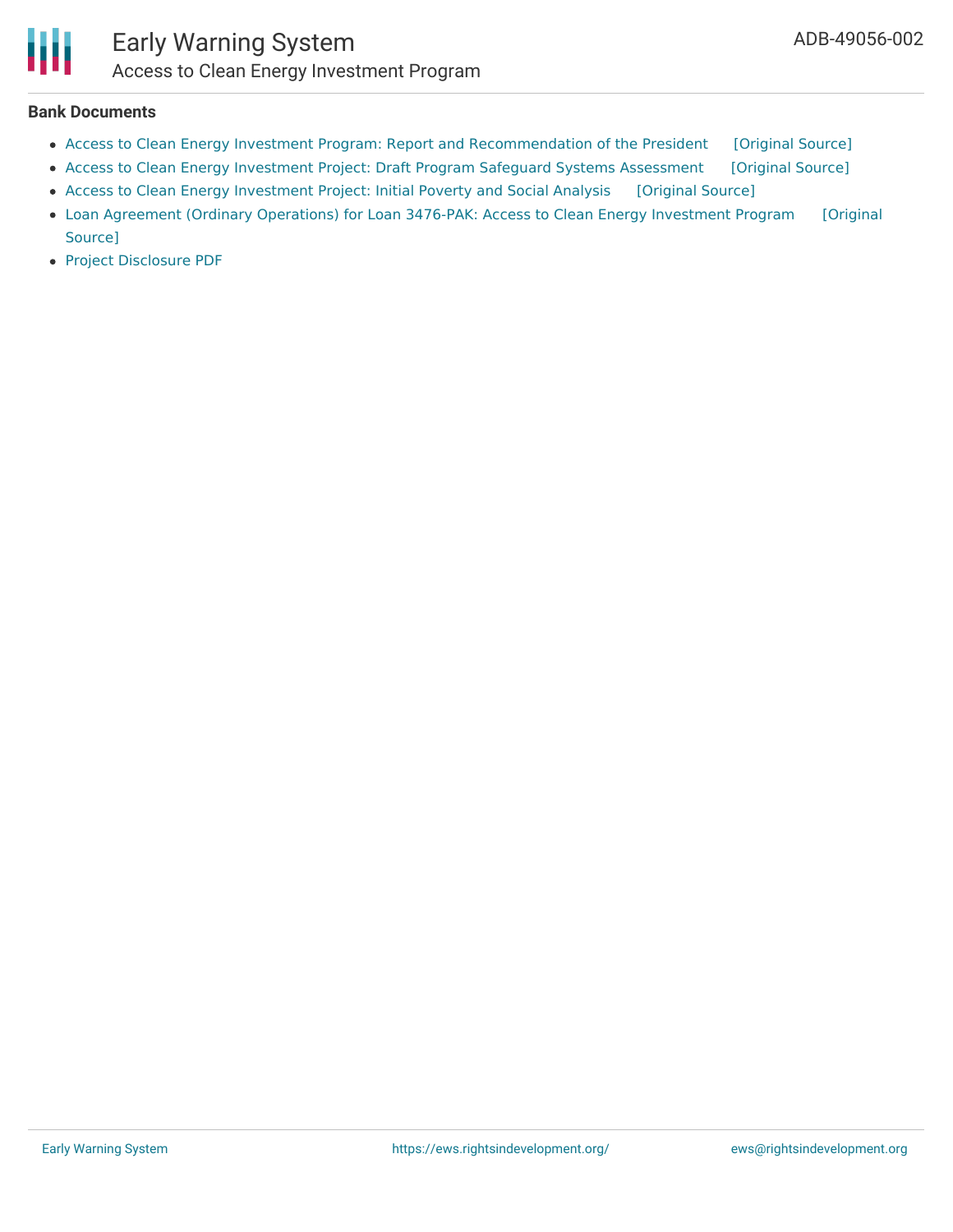**Bank Documents**

- Access to Clean Energy Investment Program: Report and Recommendation of the President [Original Source]
- Access to Clean Energy Investment Project: Draft Program Safeguard Systems Assessment [Original Source]
- Access to Clean Energy Investment Project: Initial Poverty and Social Analysis [Original Source]
- Loan Agreement (Ordinary Operations) for Loan 3476-PAK: Access to Clean Energy Investment Program [Original Source]
- Project Disclosure PDF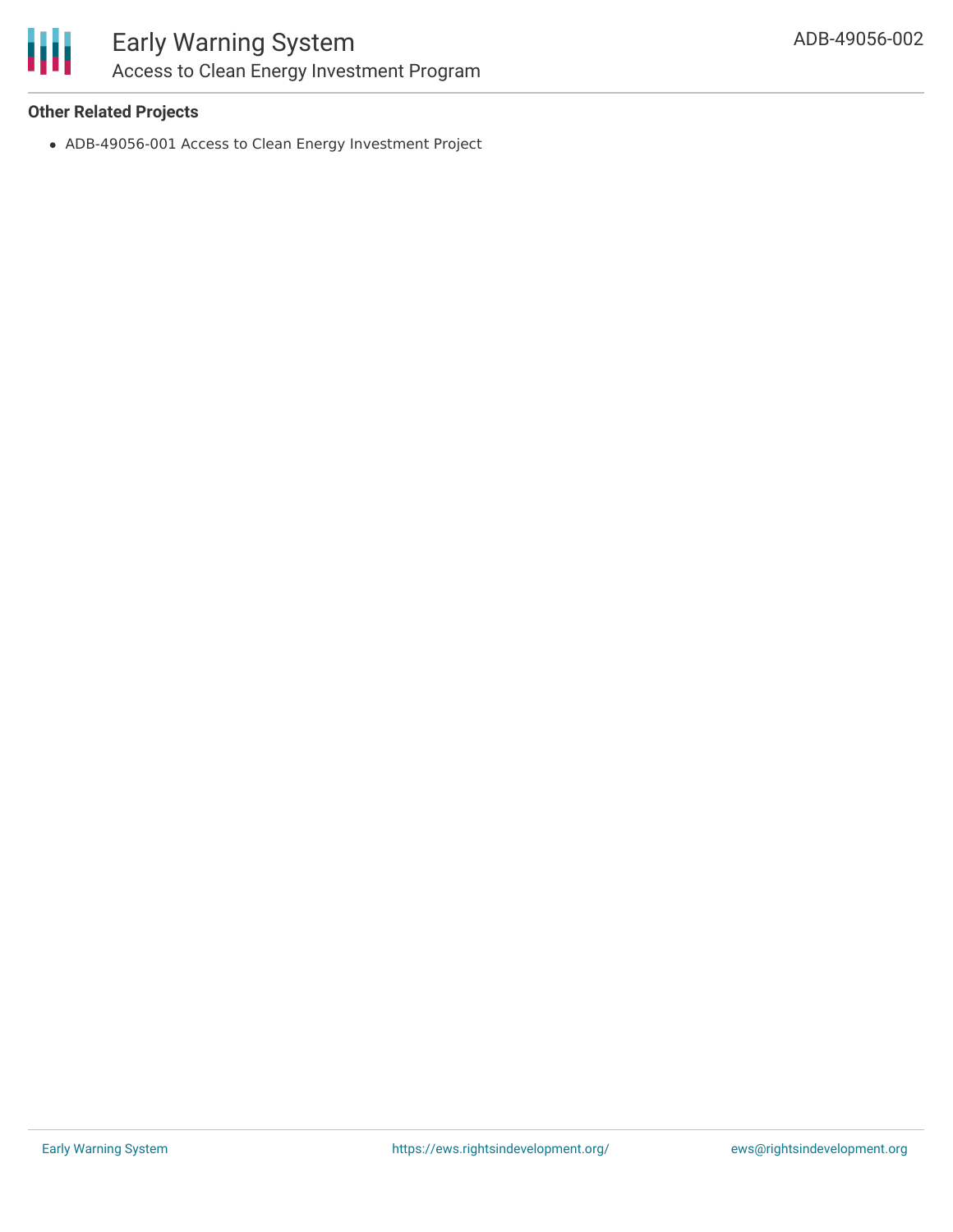**Other Related Projects**

- ADB-49056-001 Access to Clean Energy Investment Project